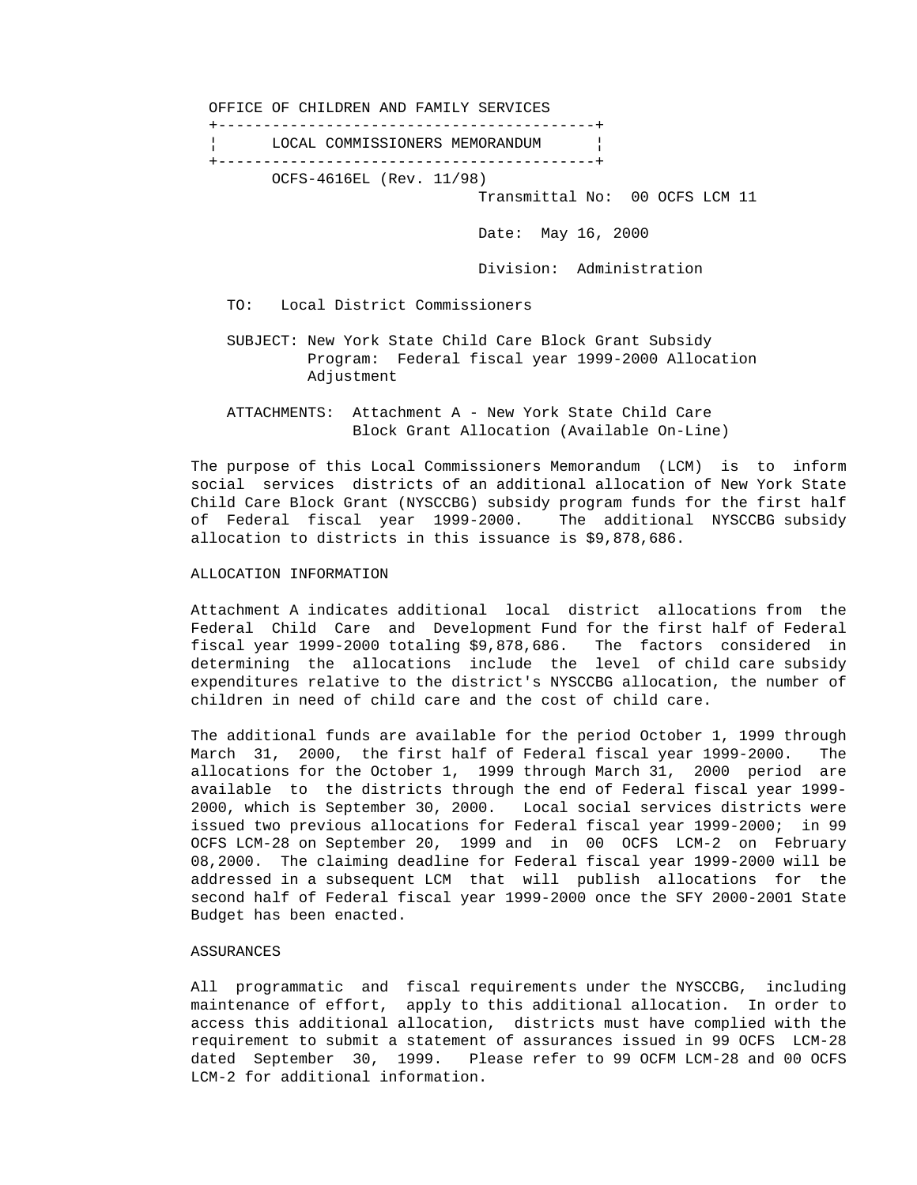OFFICE OF CHILDREN AND FAMILY SERVICES

## LOCAL COMMISSIONERS MEMORANDUM

OCFS-4616EL (Rev. 11/98)

Transmittal No: 00 OCFS LCM 11

Date: May 16, 2000

Division: Administration

TO: Local District Commissioners

SUBJECT: New York State Child Care Block Grant Subsidy Program: Federal fiscal year 1999-2000 Allocation Adjustment

ATTACHMENTS: Attachment A - New York State Child Care Block Grant Allocation (Available On-Line)

The purpose of this Local Commissioners Memorandum (LCM) is to inform social services districts of an additional allocation of New York State Child Care Block Grant (NYSCCBG) subsidy program funds for the first half of Federal fiscal year 1999-2000. The additional NYSCCBG subsidy allocation to districts in this issuance is $9,878,686.

### ALLOCATION INFORMATION

Attachment A indicates additional local district allocations from the Federal Child Care and Development Fund for the first half of Federal fiscal year 1999-2000 totaling $9,878,686. The factors considered in determining the allocations include the level of child care subsidy expenditures relative to the district's NYSCCBG allocation, the number of children in need of child care and the cost of child care.

The additional funds are available for the period October 1, 1999 through March 31, 2000, the first half of Federal fiscal year 1999-2000. The allocations for the October 1, 1999 through March 31, 2000 period are available to the districts through the end of Federal fiscal year 1999-2000, which is September 30, 2000. Local social services districts were issued two previous allocations for Federal fiscal year 1999-2000; in 99 OCFS LCM-28 on September 20, 1999 and in 00 OCFS LCM-2 on February 08,2000. The claiming deadline for Federal fiscal year 1999-2000 will be addressed in a subsequent LCM that will publish allocations for the second half of Federal fiscal year 1999-2000 once the SFY 2000-2001 State Budget has been enacted.

### ASSURANCES

All programmatic and fiscal requirements under the NYSCCBG, including maintenance of effort, apply to this additional allocation. In order to access this additional allocation, districts must have complied with the requirement to submit a statement of assurances issued in 99 OCFS LCM-28 dated September 30, 1999. Please refer to 99 OCFM LCM-28 and 00 OCFS LCM-2 for additional information.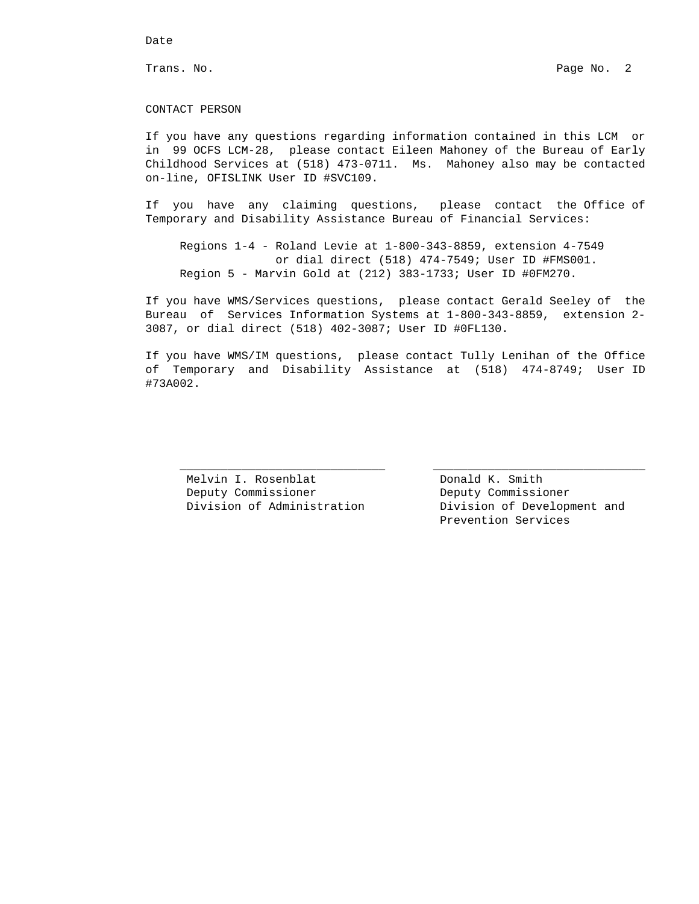Date

Trans. No.

## CONTACT PERSON

If you have any questions regarding information contained in this LCM or in 99 OCFS LCM-28, please contact Eileen Mahoney of the Bureau of Early Childhood Services at (518) 473-0711. Ms. Mahoney also may be contacted on-line, OFISLINK User ID #SVC109.

If you have any claiming questions, please contact the Office of Temporary and Disability Assistance Bureau of Financial Services:

Regions 1-4 - Roland Levie at 1-800-343-8859, extension 4-7549 or dial direct (518) 474-7549; User ID #FMS001.
Region 5 - Marvin Gold at (212) 383-1733; User ID #0FM270.

If you have WMS/Services questions, please contact Gerald Seeley of the Bureau of Services Information Systems at 1-800-343-8859, extension 2-3087, or dial direct (518) 402-3087; User ID #0FL130.

If you have WMS/IM questions, please contact Tully Lenihan of the Office of Temporary and Disability Assistance at (518) 474-8749; User ID #73A002.

______________________________
Melvin I. Rosenblat
Deputy Commissioner
Division of Administration

______________________________
Donald K. Smith
Deputy Commissioner
Division of Development and Prevention Services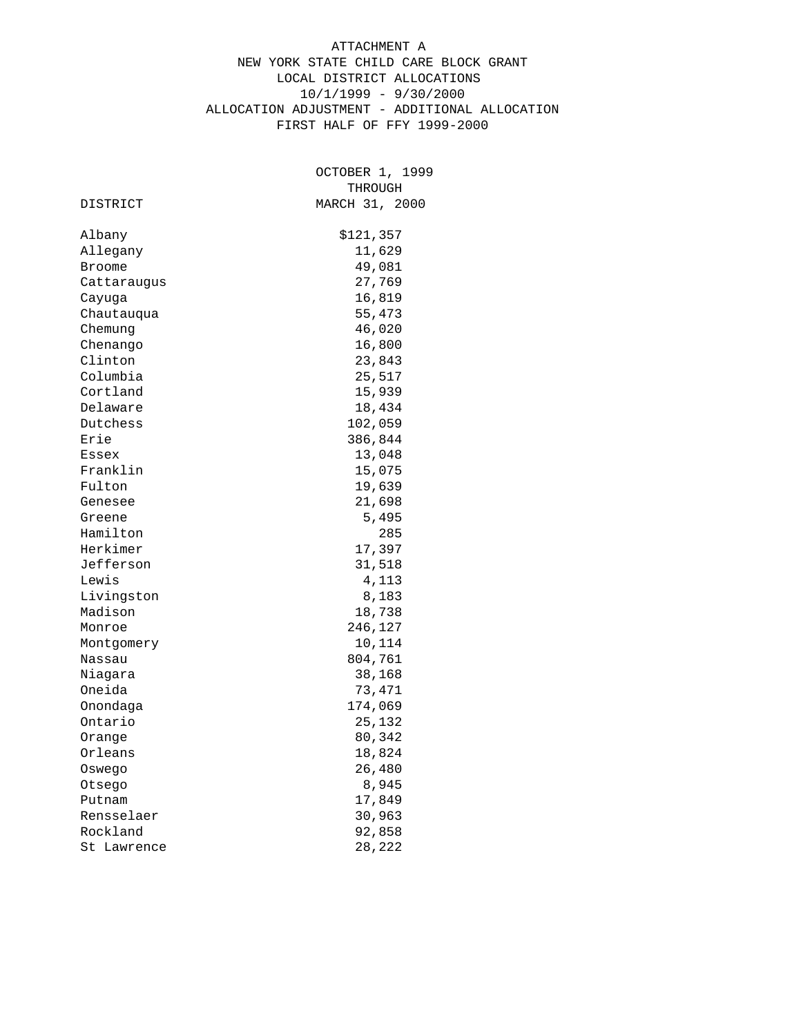ATTACHMENT A
NEW YORK STATE CHILD CARE BLOCK GRANT
LOCAL DISTRICT ALLOCATIONS
10/1/1999 - 9/30/2000
ALLOCATION ADJUSTMENT - ADDITIONAL ALLOCATION
FIRST HALF OF FFY 1999-2000

| DISTRICT | OCTOBER 1, 1999 THROUGH MARCH 31, 2000 |
|---|---|
| Albany | $121,357 |
| Allegany | 11,629 |
| Broome | 49,081 |
| Cattaraugus | 27,769 |
| Cayuga | 16,819 |
| Chautauqua | 55,473 |
| Chemung | 46,020 |
| Chenango | 16,800 |
| Clinton | 23,843 |
| Columbia | 25,517 |
| Cortland | 15,939 |
| Delaware | 18,434 |
| Dutchess | 102,059 |
| Erie | 386,844 |
| Essex | 13,048 |
| Franklin | 15,075 |
| Fulton | 19,639 |
| Genesee | 21,698 |
| Greene | 5,495 |
| Hamilton | 285 |
| Herkimer | 17,397 |
| Jefferson | 31,518 |
| Lewis | 4,113 |
| Livingston | 8,183 |
| Madison | 18,738 |
| Monroe | 246,127 |
| Montgomery | 10,114 |
| Nassau | 804,761 |
| Niagara | 38,168 |
| Oneida | 73,471 |
| Onondaga | 174,069 |
| Ontario | 25,132 |
| Orange | 80,342 |
| Orleans | 18,824 |
| Oswego | 26,480 |
| Otsego | 8,945 |
| Putnam | 17,849 |
| Rensselaer | 30,963 |
| Rockland | 92,858 |
| St Lawrence | 28,222 |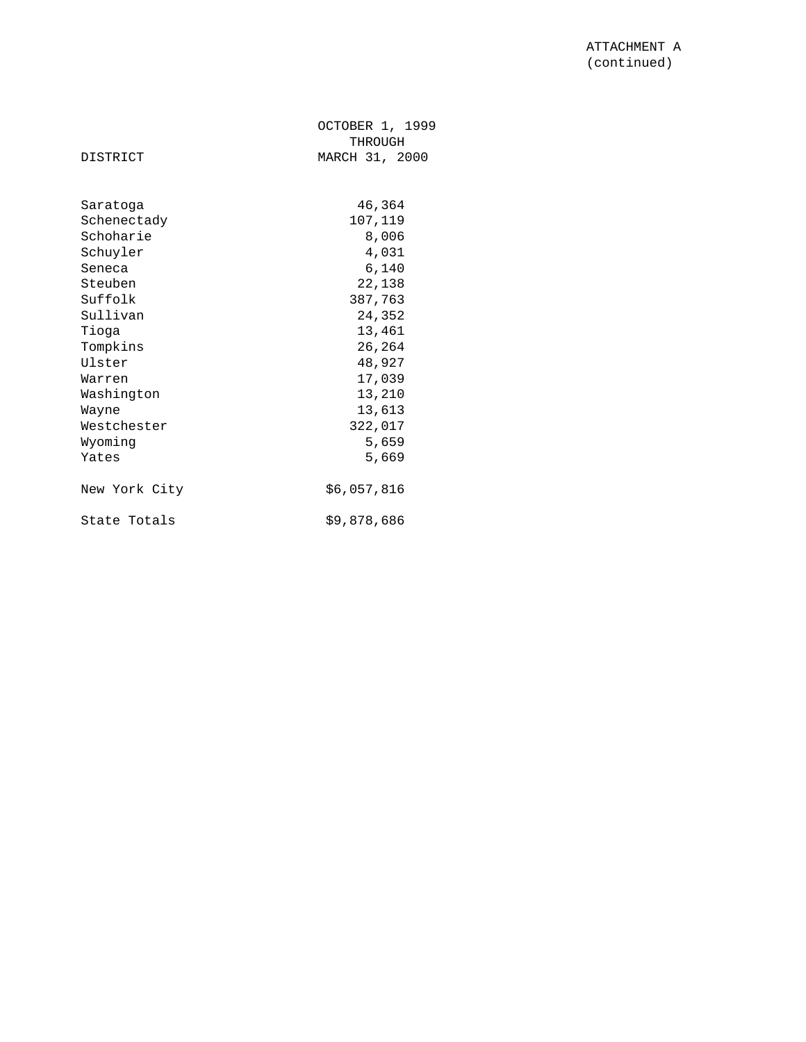ATTACHMENT A
(continued)

| DISTRICT | OCTOBER 1, 1999 THROUGH MARCH 31, 2000 |
|---|---|
| Saratoga | 46,364 |
| Schenectady | 107,119 |
| Schoharie | 8,006 |
| Schuyler | 4,031 |
| Seneca | 6,140 |
| Steuben | 22,138 |
| Suffolk | 387,763 |
| Sullivan | 24,352 |
| Tioga | 13,461 |
| Tompkins | 26,264 |
| Ulster | 48,927 |
| Warren | 17,039 |
| Washington | 13,210 |
| Wayne | 13,613 |
| Westchester | 322,017 |
| Wyoming | 5,659 |
| Yates | 5,669 |
| New York City | $6,057,816 |
| State Totals | $9,878,686 |